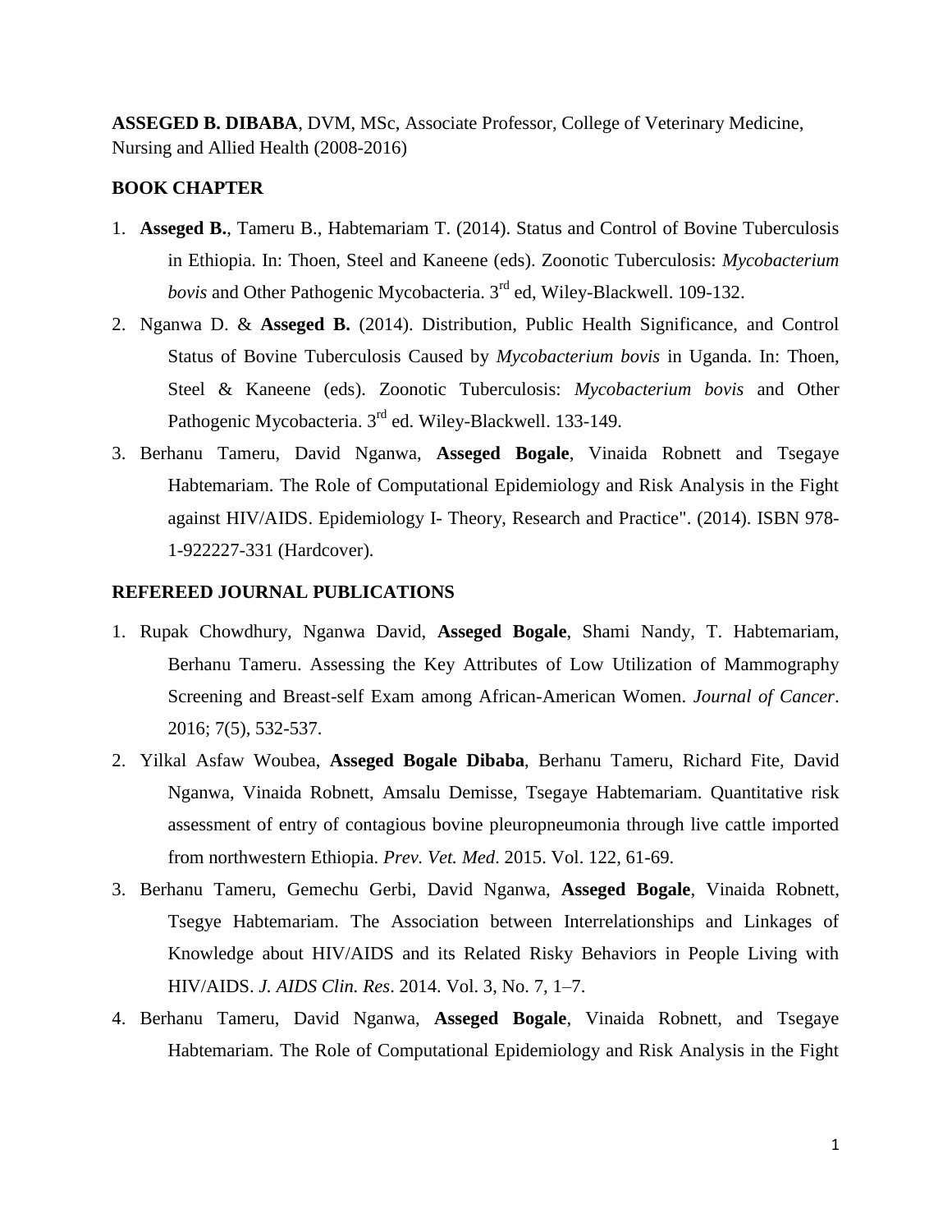**ASSEGED B. DIBABA**, DVM, MSc, Associate Professor, College of Veterinary Medicine, Nursing and Allied Health (2008-2016)

## BOOK CHAPTER

1. **Asseged B.**, Tameru B., Habtemariam T. (2014). Status and Control of Bovine Tuberculosis in Ethiopia. In: Thoen, Steel and Kaneene (eds). Zoonotic Tuberculosis: *Mycobacterium bovis* and Other Pathogenic Mycobacteria. 3rd ed, Wiley-Blackwell. 109-132.
2. Nganwa D. & **Asseged B.** (2014). Distribution, Public Health Significance, and Control Status of Bovine Tuberculosis Caused by *Mycobacterium bovis* in Uganda. In: Thoen, Steel & Kaneene (eds). Zoonotic Tuberculosis: *Mycobacterium bovis* and Other Pathogenic Mycobacteria. 3rd ed. Wiley-Blackwell. 133-149.
3. Berhanu Tameru, David Nganwa, **Asseged Bogale**, Vinaida Robnett and Tsegaye Habtemariam. The Role of Computational Epidemiology and Risk Analysis in the Fight against HIV/AIDS. Epidemiology I- Theory, Research and Practice". (2014). ISBN 978-1-922227-331 (Hardcover).

## REFEREED JOURNAL PUBLICATIONS

1. Rupak Chowdhury, Nganwa David, **Asseged Bogale**, Shami Nandy, T. Habtemariam, Berhanu Tameru. Assessing the Key Attributes of Low Utilization of Mammography Screening and Breast-self Exam among African-American Women. *Journal of Cancer*. 2016; 7(5), 532-537.
2. Yilkal Asfaw Woubea, **Asseged Bogale Dibaba**, Berhanu Tameru, Richard Fite, David Nganwa, Vinaida Robnett, Amsalu Demisse, Tsegaye Habtemariam. Quantitative risk assessment of entry of contagious bovine pleuropneumonia through live cattle imported from northwestern Ethiopia. *Prev. Vet. Med*. 2015. Vol. 122, 61-69.
3. Berhanu Tameru, Gemechu Gerbi, David Nganwa, **Asseged Bogale**, Vinaida Robnett, Tsegye Habtemariam. The Association between Interrelationships and Linkages of Knowledge about HIV/AIDS and its Related Risky Behaviors in People Living with HIV/AIDS. *J. AIDS Clin. Res*. 2014. Vol. 3, No. 7, 1–7.
4. Berhanu Tameru, David Nganwa, **Asseged Bogale**, Vinaida Robnett, and Tsegaye Habtemariam. The Role of Computational Epidemiology and Risk Analysis in the Fight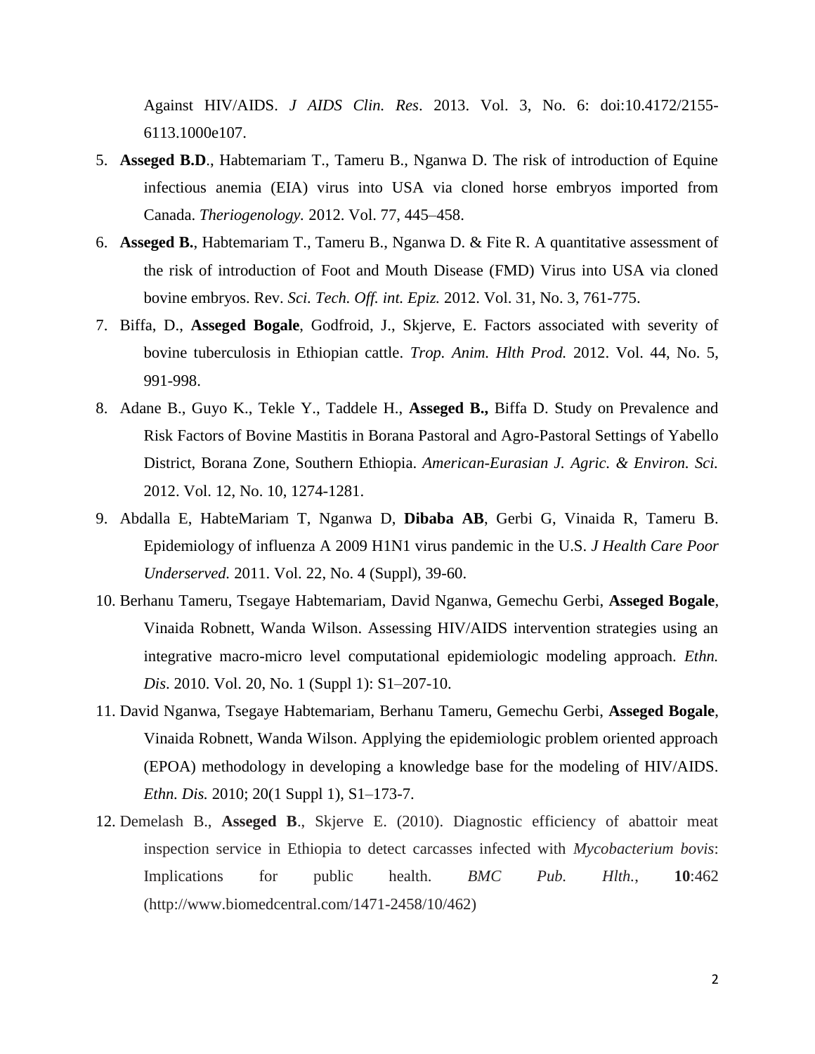Against HIV/AIDS. *J AIDS Clin. Res*. 2013. Vol. 3, No. 6: doi:10.4172/2155-6113.1000e107.

5. **Asseged B.D**., Habtemariam T., Tameru B., Nganwa D. The risk of introduction of Equine infectious anemia (EIA) virus into USA via cloned horse embryos imported from Canada. *Theriogenology.* 2012. Vol. 77, 445–458.
6. **Asseged B.**, Habtemariam T., Tameru B., Nganwa D. & Fite R. A quantitative assessment of the risk of introduction of Foot and Mouth Disease (FMD) Virus into USA via cloned bovine embryos. Rev. *Sci. Tech. Off. int. Epiz.* 2012. Vol. 31, No. 3, 761-775.
7. Biffa, D., **Asseged Bogale**, Godfroid, J., Skjerve, E. Factors associated with severity of bovine tuberculosis in Ethiopian cattle. *Trop. Anim. Hlth Prod.* 2012. Vol. 44, No. 5, 991-998.
8. Adane B., Guyo K., Tekle Y., Taddele H., **Asseged B.,** Biffa D. Study on Prevalence and Risk Factors of Bovine Mastitis in Borana Pastoral and Agro-Pastoral Settings of Yabello District, Borana Zone, Southern Ethiopia. *American-Eurasian J. Agric. & Environ. Sci.* 2012. Vol. 12, No. 10, 1274-1281.
9. Abdalla E, HabteMariam T, Nganwa D, **Dibaba AB**, Gerbi G, Vinaida R, Tameru B. Epidemiology of influenza A 2009 H1N1 virus pandemic in the U.S. *J Health Care Poor Underserved.* 2011. Vol. 22, No. 4 (Suppl), 39-60.
10. Berhanu Tameru, Tsegaye Habtemariam, David Nganwa, Gemechu Gerbi, **Asseged Bogale**, Vinaida Robnett, Wanda Wilson. Assessing HIV/AIDS intervention strategies using an integrative macro-micro level computational epidemiologic modeling approach. *Ethn. Dis*. 2010. Vol. 20, No. 1 (Suppl 1): S1–207-10.
11. David Nganwa, Tsegaye Habtemariam, Berhanu Tameru, Gemechu Gerbi, **Asseged Bogale**, Vinaida Robnett, Wanda Wilson. Applying the epidemiologic problem oriented approach (EPOA) methodology in developing a knowledge base for the modeling of HIV/AIDS. *Ethn. Dis.* 2010; 20(1 Suppl 1), S1–173-7.
12. Demelash B., **Asseged B**., Skjerve E. (2010). Diagnostic efficiency of abattoir meat inspection service in Ethiopia to detect carcasses infected with *Mycobacterium bovis*: Implications for public health. *BMC Pub. Hlth.*, **10**:462 (http://www.biomedcentral.com/1471-2458/10/462)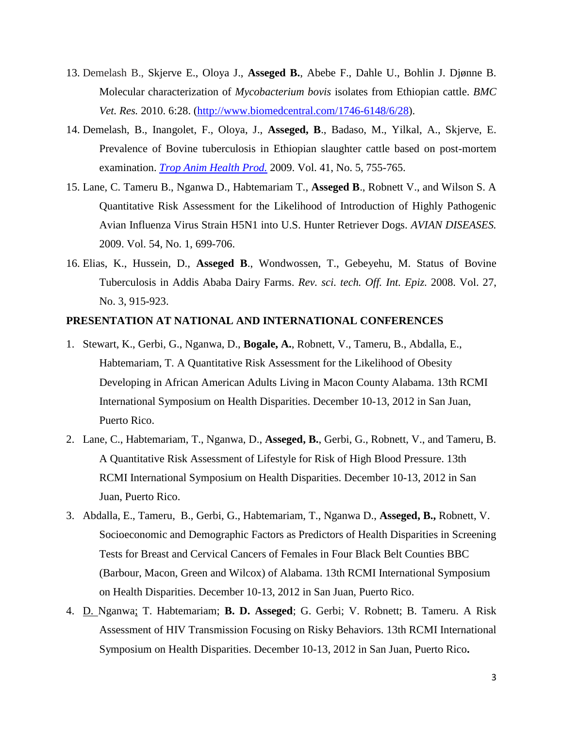13. Demelash B., Skjerve E., Oloya J., **Asseged B.**, Abebe F., Dahle U., Bohlin J. Djønne B. Molecular characterization of *Mycobacterium bovis* isolates from Ethiopian cattle. *BMC Vet. Res.* 2010. 6:28. (http://www.biomedcentral.com/1746-6148/6/28).
14. Demelash, B., Inangolet, F., Oloya, J., **Asseged, B**., Badaso, M., Yilkal, A., Skjerve, E. Prevalence of Bovine tuberculosis in Ethiopian slaughter cattle based on post-mortem examination. *Trop Anim Health Prod.* 2009. Vol. 41, No. 5, 755-765.
15. Lane, C. Tameru B., Nganwa D., Habtemariam T., **Asseged B**., Robnett V., and Wilson S. A Quantitative Risk Assessment for the Likelihood of Introduction of Highly Pathogenic Avian Influenza Virus Strain H5N1 into U.S. Hunter Retriever Dogs. *AVIAN DISEASES.* 2009. Vol. 54, No. 1, 699-706.
16. Elias, K., Hussein, D., **Asseged B**., Wondwossen, T., Gebeyehu, M. Status of Bovine Tuberculosis in Addis Ababa Dairy Farms. *Rev. sci. tech. Off. Int. Epiz.* 2008. Vol. 27, No. 3, 915-923.

**PRESENTATION AT NATIONAL AND INTERNATIONAL CONFERENCES**

1. Stewart, K., Gerbi, G., Nganwa, D., **Bogale, A.**, Robnett, V., Tameru, B., Abdalla, E., Habtemariam, T. A Quantitative Risk Assessment for the Likelihood of Obesity Developing in African American Adults Living in Macon County Alabama. 13th RCMI International Symposium on Health Disparities. December 10-13, 2012 in San Juan, Puerto Rico.
2. Lane, C., Habtemariam, T., Nganwa, D., **Asseged, B.**, Gerbi, G., Robnett, V., and Tameru, B. A Quantitative Risk Assessment of Lifestyle for Risk of High Blood Pressure. 13th RCMI International Symposium on Health Disparities. December 10-13, 2012 in San Juan, Puerto Rico.
3. Abdalla, E., Tameru, B., Gerbi, G., Habtemariam, T., Nganwa D., **Asseged, B.,** Robnett, V. Socioeconomic and Demographic Factors as Predictors of Health Disparities in Screening Tests for Breast and Cervical Cancers of Females in Four Black Belt Counties BBC (Barbour, Macon, Green and Wilcox) of Alabama. 13th RCMI International Symposium on Health Disparities. December 10-13, 2012 in San Juan, Puerto Rico.
4. D. Nganwa; T. Habtemariam; **B. D. Asseged**; G. Gerbi; V. Robnett; B. Tameru. A Risk Assessment of HIV Transmission Focusing on Risky Behaviors. 13th RCMI International Symposium on Health Disparities. December 10-13, 2012 in San Juan, Puerto Rico**.**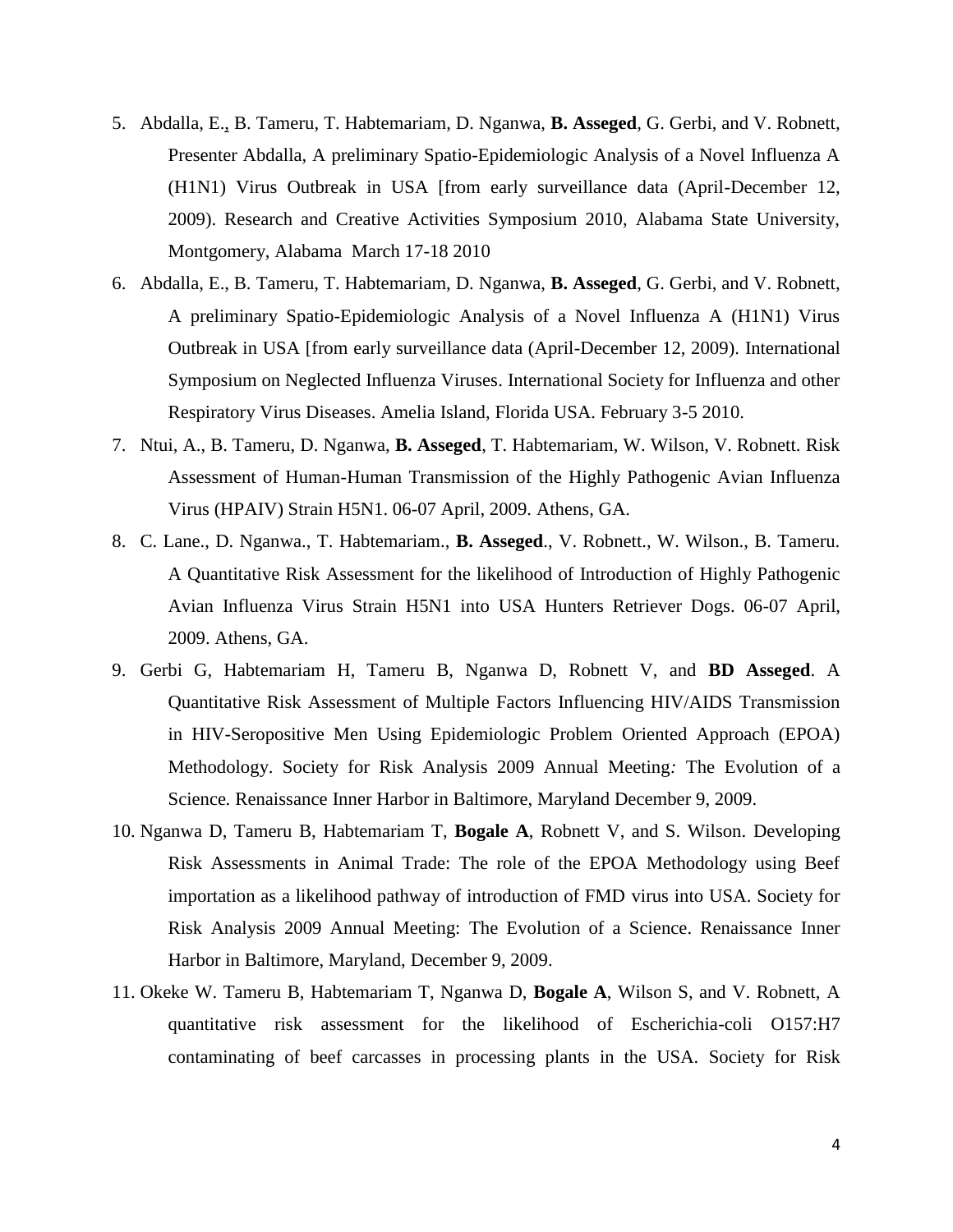5. Abdalla, E., B. Tameru, T. Habtemariam, D. Nganwa, **B. Asseged**, G. Gerbi, and V. Robnett, Presenter Abdalla, A preliminary Spatio-Epidemiologic Analysis of a Novel Influenza A (H1N1) Virus Outbreak in USA [from early surveillance data (April-December 12, 2009). Research and Creative Activities Symposium 2010, Alabama State University, Montgomery, Alabama March 17-18 2010
6. Abdalla, E., B. Tameru, T. Habtemariam, D. Nganwa, **B. Asseged**, G. Gerbi, and V. Robnett, A preliminary Spatio-Epidemiologic Analysis of a Novel Influenza A (H1N1) Virus Outbreak in USA [from early surveillance data (April-December 12, 2009). International Symposium on Neglected Influenza Viruses. International Society for Influenza and other Respiratory Virus Diseases. Amelia Island, Florida USA. February 3-5 2010.
7. Ntui, A., B. Tameru, D. Nganwa, **B. Asseged**, T. Habtemariam, W. Wilson, V. Robnett. Risk Assessment of Human-Human Transmission of the Highly Pathogenic Avian Influenza Virus (HPAIV) Strain H5N1. 06-07 April, 2009. Athens, GA.
8. C. Lane., D. Nganwa., T. Habtemariam., **B. Asseged**., V. Robnett., W. Wilson., B. Tameru. A Quantitative Risk Assessment for the likelihood of Introduction of Highly Pathogenic Avian Influenza Virus Strain H5N1 into USA Hunters Retriever Dogs. 06-07 April, 2009. Athens, GA.
9. Gerbi G, Habtemariam H, Tameru B, Nganwa D, Robnett V, and **BD Asseged**. A Quantitative Risk Assessment of Multiple Factors Influencing HIV/AIDS Transmission in HIV-Seropositive Men Using Epidemiologic Problem Oriented Approach (EPOA) Methodology. Society for Risk Analysis 2009 Annual Meeting*:* The Evolution of a Science*.* Renaissance Inner Harbor in Baltimore, Maryland December 9, 2009.
10. Nganwa D, Tameru B, Habtemariam T, **Bogale A**, Robnett V, and S. Wilson. Developing Risk Assessments in Animal Trade: The role of the EPOA Methodology using Beef importation as a likelihood pathway of introduction of FMD virus into USA. Society for Risk Analysis 2009 Annual Meeting: The Evolution of a Science. Renaissance Inner Harbor in Baltimore, Maryland, December 9, 2009.
11. Okeke W. Tameru B, Habtemariam T, Nganwa D, **Bogale A**, Wilson S, and V. Robnett, A quantitative risk assessment for the likelihood of Escherichia-coli O157:H7 contaminating of beef carcasses in processing plants in the USA. Society for Risk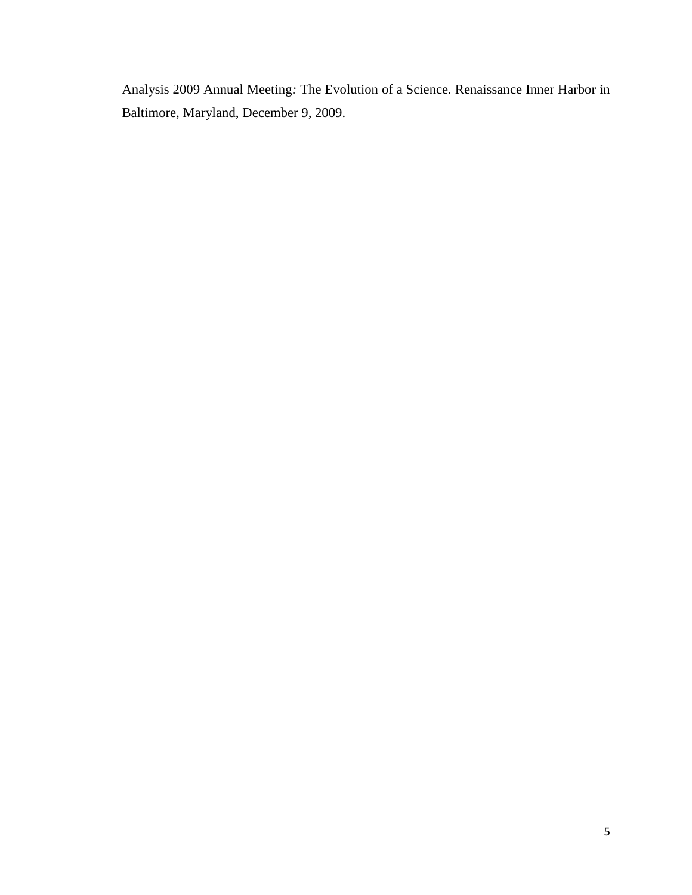Analysis 2009 Annual Meeting*:* The Evolution of a Science*.* Renaissance Inner Harbor in Baltimore, Maryland, December 9, 2009.